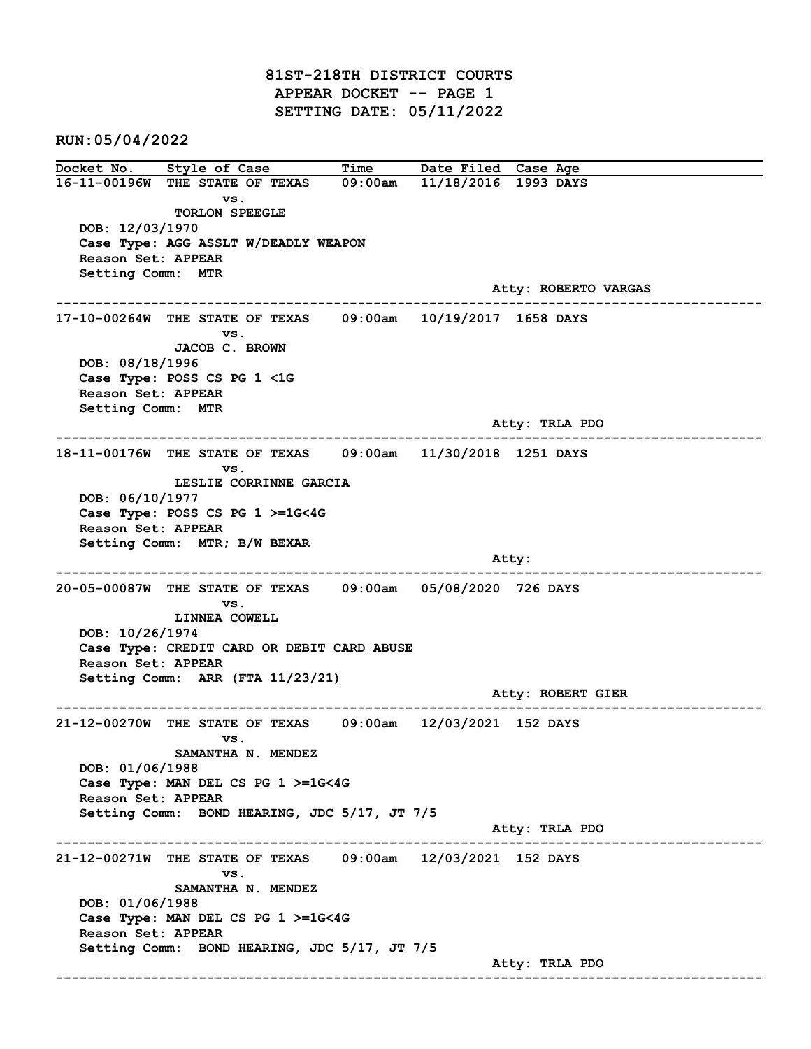# 81ST-218TH DISTRICT COURTS
## APPEAR DOCKET -- PAGE 1
## SETTING DATE: 05/11/2022

**RUN:05/04/2022**

| Docket No. | Style of Case | Time | Date Filed | Case Age |
|---|---|---|---|---|
| 16-11-00196W | THE STATE OF TEXAS vs. TORLON SPEEGLE | 09:00am | 11/18/2016 | 1993 DAYS |

DOB: 12/03/1970
Case Type: AGG ASSLT W/DEADLY WEAPON
Reason Set: APPEAR
Setting Comm: MTR
Atty: ROBERTO VARGAS

---

| Docket No. | Style of Case | Time | Date Filed | Case Age |
|---|---|---|---|---|
| 17-10-00264W | THE STATE OF TEXAS vs. JACOB C. BROWN | 09:00am | 10/19/2017 | 1658 DAYS |

DOB: 08/18/1996
Case Type: POSS CS PG 1 <1G
Reason Set: APPEAR
Setting Comm: MTR
Atty: TRLA PDO

---

| Docket No. | Style of Case | Time | Date Filed | Case Age |
|---|---|---|---|---|
| 18-11-00176W | THE STATE OF TEXAS vs. LESLIE CORRINNE GARCIA | 09:00am | 11/30/2018 | 1251 DAYS |

DOB: 06/10/1977
Case Type: POSS CS PG 1 >=1G<4G
Reason Set: APPEAR
Setting Comm: MTR; B/W BEXAR
Atty:

---

| Docket No. | Style of Case | Time | Date Filed | Case Age |
|---|---|---|---|---|
| 20-05-00087W | THE STATE OF TEXAS vs. LINNEA COWELL | 09:00am | 05/08/2020 | 726 DAYS |

DOB: 10/26/1974
Case Type: CREDIT CARD OR DEBIT CARD ABUSE
Reason Set: APPEAR
Setting Comm: ARR (FTA 11/23/21)
Atty: ROBERT GIER

---

| Docket No. | Style of Case | Time | Date Filed | Case Age |
|---|---|---|---|---|
| 21-12-00270W | THE STATE OF TEXAS vs. SAMANTHA N. MENDEZ | 09:00am | 12/03/2021 | 152 DAYS |

DOB: 01/06/1988
Case Type: MAN DEL CS PG 1 >=1G<4G
Reason Set: APPEAR
Setting Comm: BOND HEARING, JDC 5/17, JT 7/5
Atty: TRLA PDO

---

| Docket No. | Style of Case | Time | Date Filed | Case Age |
|---|---|---|---|---|
| 21-12-00271W | THE STATE OF TEXAS vs. SAMANTHA N. MENDEZ | 09:00am | 12/03/2021 | 152 DAYS |

DOB: 01/06/1988
Case Type: MAN DEL CS PG 1 >=1G<4G
Reason Set: APPEAR
Setting Comm: BOND HEARING, JDC 5/17, JT 7/5
Atty: TRLA PDO

---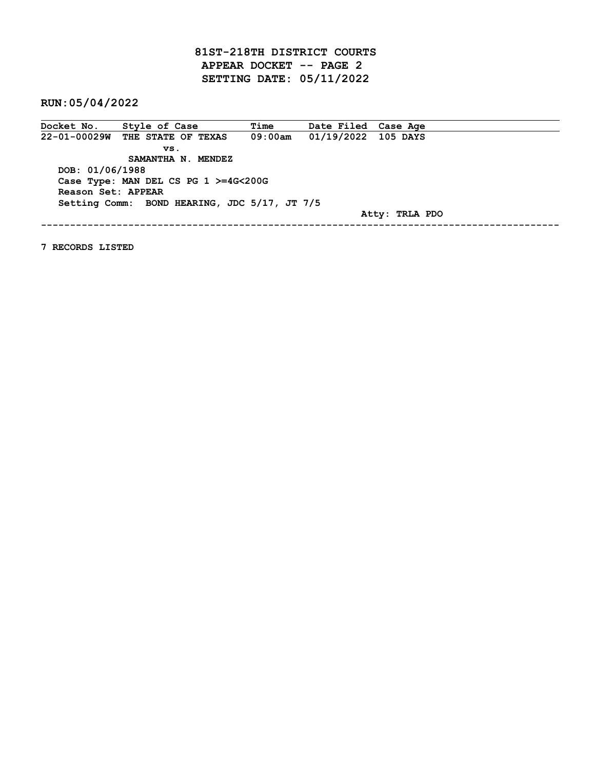**81ST-218TH DISTRICT COURTS**
**APPEAR DOCKET -- PAGE 2**
**SETTING DATE: 05/11/2022**

**RUN:05/04/2022**

| Docket No. | Style of Case | Time | Date Filed | Case Age |
|---|---|---|---|---|
| 22-01-00029W | THE STATE OF TEXAS vs. SAMANTHA N. MENDEZ | 09:00am | 01/19/2022 | 105 DAYS |

DOB: 01/06/1988
Case Type: MAN DEL CS PG 1 >=4G<200G
Reason Set: APPEAR
Setting Comm: BOND HEARING, JDC 5/17, JT 7/5
Atty: TRLA PDO

---

7 RECORDS LISTED